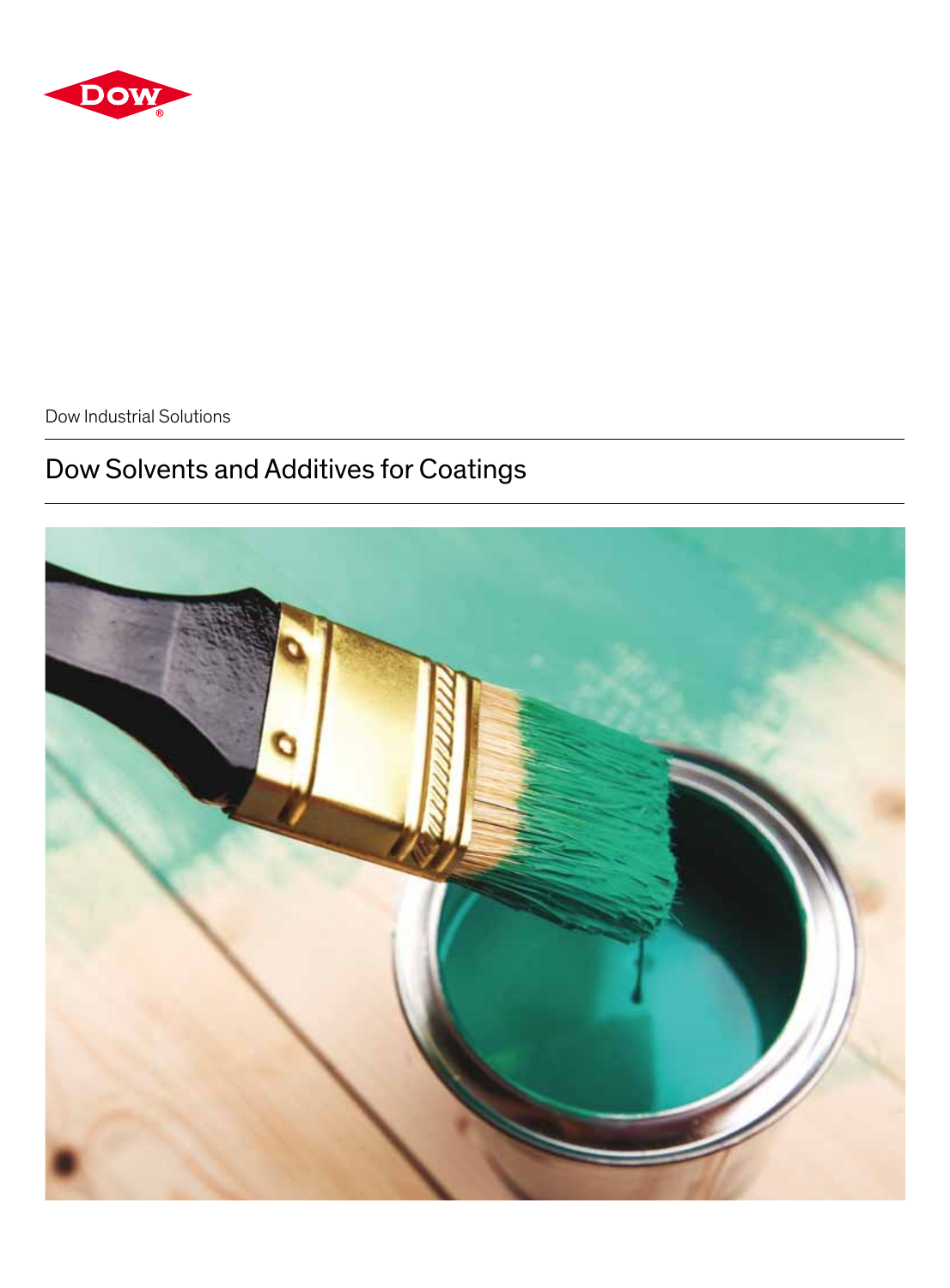Dow Industrial Solutions

# Dow Solvents and Additives for Coatings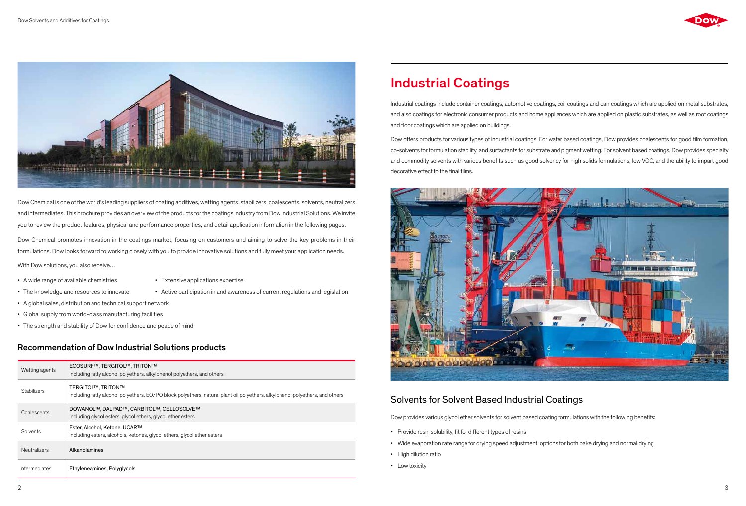Dow Chemical is one of the world's leading suppliers of coating additives, wetting agents, stabilizers, coalescents, solvents, neutralizers and intermediates. This brochure provides an overview of the products for the coatings industry from Dow Industrial Solutions. We invite you to review the product features, physical and performance properties, and detail application information in the following pages.

Dow Chemical promotes innovation in the coatings market, focusing on customers and aiming to solve the key problems in their formulations. Dow looks forward to working closely with you to provide innovative solutions and fully meet your application needs.

With Dow solutions, you also receive…

- A wide range of available chemistries
- Extensive applications expertise
- The knowledge and resources to innovate
- Active participation in and awareness of current regulations and legislation
- A global sales, distribution and technical support network
- Global supply from world-class manufacturing facilities
- The strength and stability of Dow for confidence and peace of mind

## Recommendation of Dow Industrial Solutions products

| | |
|---|---|
| Wetting agents | ECOSURF™, TERGITOL™, TRITON™<br>Including fatty alcohol polyethers, alkylphenol polyethers, and others |
| Stabilizers | TERGITOL™, TRITON™<br>Including fatty alcohol polyethers, EO/PO block polyethers, natural plant oil polyethers, alkylphenol polyethers, and others |
| Coalescents | DOWANOL™, DALPAD™, CARBITOL™, CELLOSOLVE™<br>Including glycol esters, glycol ethers, glycol ether esters |
| Solvents | Ester, Alcohol, Ketone, UCAR™<br>Including esters, alcohols, ketones, glycol ethers, glycol ether esters |
| Neutralizers | Alkanolamines |
| ntermediates | Ethyleneamines, Polyglycols |

# Industrial Coatings

Industrial coatings include container coatings, automotive coatings, coil coatings and can coatings which are applied on metal substrates, and also coatings for electronic consumer products and home appliances which are applied on plastic substrates, as well as roof coatings and floor coatings which are applied on buildings.

Dow offers products for various types of industrial coatings. For water based coatings, Dow provides coalescents for good film formation, co-solvents for formulation stability, and surfactants for substrate and pigment wetting. For solvent based coatings, Dow provides specialty and commodity solvents with various benefits such as good solvency for high solids formulations, low VOC, and the ability to impart good decorative effect to the final films.

## Solvents for Solvent Based Industrial Coatings

Dow provides various glycol ether solvents for solvent based coating formulations with the following benefits:

- Provide resin solubility, fit for different types of resins
- Wide evaporation rate range for drying speed adjustment, options for both bake drying and normal drying
- High dilution ratio
- Low toxicity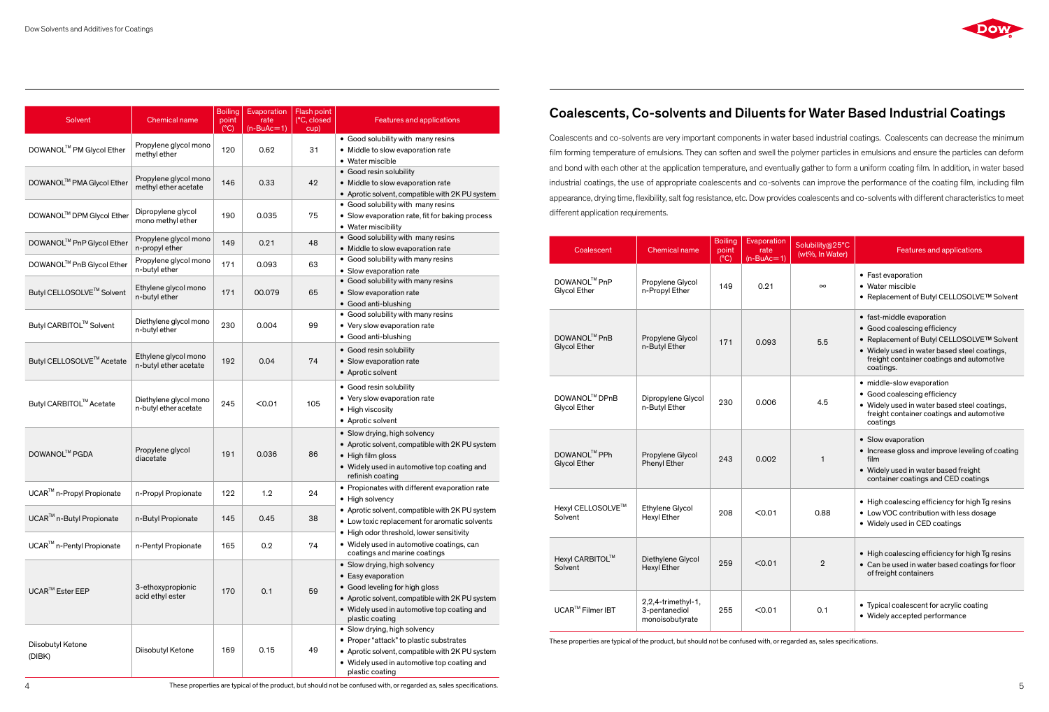| Solvent | Chemical name | Boiling point (°C) | Evaporation rate (n-BuAc=1) | Flash point (°C, closed cup) | Features and applications |
|---|---|---|---|---|---|
| DOWANOL™ PM Glycol Ether | Propylene glycol mono methyl ether | 120 | 0.62 | 31 | • Good solubility with many resins<br>• Middle to slow evaporation rate<br>• Water miscible |
| DOWANOL™ PMA Glycol Ether | Propylene glycol mono methyl ether acetate | 146 | 0.33 | 42 | • Good resin solubility<br>• Middle to slow evaporation rate<br>• Aprotic solvent, compatible with 2K PU system |
| DOWANOL™ DPM Glycol Ether | Dipropylene glycol mono methyl ether | 190 | 0.035 | 75 | • Good solubility with many resins<br>• Slow evaporation rate, fit for baking process<br>• Water miscibility |
| DOWANOL™ PnP Glycol Ether | Propylene glycol mono n-propyl ether | 149 | 0.21 | 48 | • Good solubility with many resins<br>• Middle to slow evaporation rate |
| DOWANOL™ PnB Glycol Ether | Propylene glycol mono n-butyl ether | 171 | 0.093 | 63 | • Good solubility with many resins<br>• Slow evaporation rate |
| Butyl CELLOSOLVE™ Solvent | Ethylene glycol mono n-butyl ether | 171 | 00.079 | 65 | • Good solubility with many resins<br>• Slow evaporation rate<br>• Good anti-blushing |
| Butyl CARBITOL™ Solvent | Diethylene glycol mono n-butyl ether | 230 | 0.004 | 99 | • Good solubility with many resins<br>• Very slow evaporation rate<br>• Good anti-blushing |
| Butyl CELLOSOLVE™ Acetate | Ethylene glycol mono n-butyl ether acetate | 192 | 0.04 | 74 | • Good resin solubility<br>• Slow evaporation rate<br>• Aprotic solvent |
| Butyl CARBITOL™ Acetate | Diethylene glycol mono n-butyl ether acetate | 245 | <0.01 | 105 | • Good resin solubility<br>• Very slow evaporation rate<br>• High viscosity<br>• Aprotic solvent |
| DOWANOL™ PGDA | Propylene glycol diacetate | 191 | 0.036 | 86 | • Slow drying, high solvency<br>• Aprotic solvent, compatible with 2K PU system<br>• High film gloss<br>• Widely used in automotive top coating and refinish coating |
| UCAR™ n-Propyl Propionate | n-Propyl Propionate | 122 | 1.2 | 24 | • Propionates with different evaporation rate<br>• High solvency<br>• Aprotic solvent, compatible with 2K PU system<br>• Low toxic replacement for aromatic solvents<br>• High odor threshold, lower sensitivity<br>• Widely used in automotive coatings, can coatings and marine coatings |
| UCAR™ n-Butyl Propionate | n-Butyl Propionate | 145 | 0.45 | 38 | |
| UCAR™ n-Pentyl Propionate | n-Pentyl Propionate | 165 | 0.2 | 74 | |
| UCAR™ Ester EEP | 3-ethoxypropionic acid ethyl ester | 170 | 0.1 | 59 | • Slow drying, high solvency<br>• Easy evaporation<br>• Good leveling for high gloss<br>• Aprotic solvent, compatible with 2K PU system<br>• Widely used in automotive top coating and plastic coating |
| Diisobutyl Ketone (DIBK) | Diisobutyl Ketone | 169 | 0.15 | 49 | • Slow drying, high solvency<br>• Proper "attack" to plastic substrates<br>• Aprotic solvent, compatible with 2K PU system<br>• Widely used in automotive top coating and plastic coating |

These properties are typical of the product, but should not be confused with, or regarded as, sales specifications.

## Coalescents, Co-solvents and Diluents for Water Based Industrial Coatings

Coalescents and co-solvents are very important components in water based industrial coatings. Coalescents can decrease the minimum film forming temperature of emulsions. They can soften and swell the polymer particles in emulsions and ensure the particles can deform and bond with each other at the application temperature, and eventually gather to form a uniform coating film. In addition, in water based industrial coatings, the use of appropriate coalescents and co-solvents can improve the performance of the coating film, including film appearance, drying time, flexibility, salt fog resistance, etc. Dow provides coalescents and co-solvents with different characteristics to meet different application requirements.

| Coalescent | Chemical name | Boiling point (°C) | Evaporation rate (n-BuAc=1) | Solubility@25°C (wt%, In Water) | Features and applications |
|---|---|---|---|---|---|
| DOWANOL™ PnP Glycol Ether | Propylene Glycol n-Propyl Ether | 149 | 0.21 | ∞ | • Fast evaporation<br>• Water miscible<br>• Replacement of Butyl CELLOSOLVE™ Solvent |
| DOWANOL™ PnB Glycol Ether | Propylene Glycol n-Butyl Ether | 171 | 0.093 | 5.5 | • fast-middle evaporation<br>• Good coalescing efficiency<br>• Replacement of Butyl CELLOSOLVE™ Solvent<br>• Widely used in water based steel coatings, freight container coatings and automotive coatings. |
| DOWANOL™ DPnB Glycol Ether | Dipropylene Glycol n-Butyl Ether | 230 | 0.006 | 4.5 | • middle-slow evaporation<br>• Good coalescing efficiency<br>• Widely used in water based steel coatings, freight container coatings and automotive coatings |
| DOWANOL™ PPh Glycol Ether | Propylene Glycol Phenyl Ether | 243 | 0.002 | 1 | • Slow evaporation<br>• Increase gloss and improve leveling of coating film<br>• Widely used in water based freight container coatings and CED coatings |
| Hexyl CELLOSOLVE™ Solvent | Ethylene Glycol Hexyl Ether | 208 | <0.01 | 0.88 | • High coalescing efficiency for high Tg resins<br>• Low VOC contribution with less dosage<br>• Widely used in CED coatings |
| Hexyl CARBITOL™ Solvent | Diethylene Glycol Hexyl Ether | 259 | <0.01 | 2 | • High coalescing efficiency for high Tg resins<br>• Can be used in water based coatings for floor of freight containers |
| UCAR™ Filmer IBT | 2,2,4-trimethyl-1, 3-pentanediol monoisobutyrate | 255 | <0.01 | 0.1 | • Typical coalescent for acrylic coating<br>• Widely accepted performance |

These properties are typical of the product, but should not be confused with, or regarded as, sales specifications.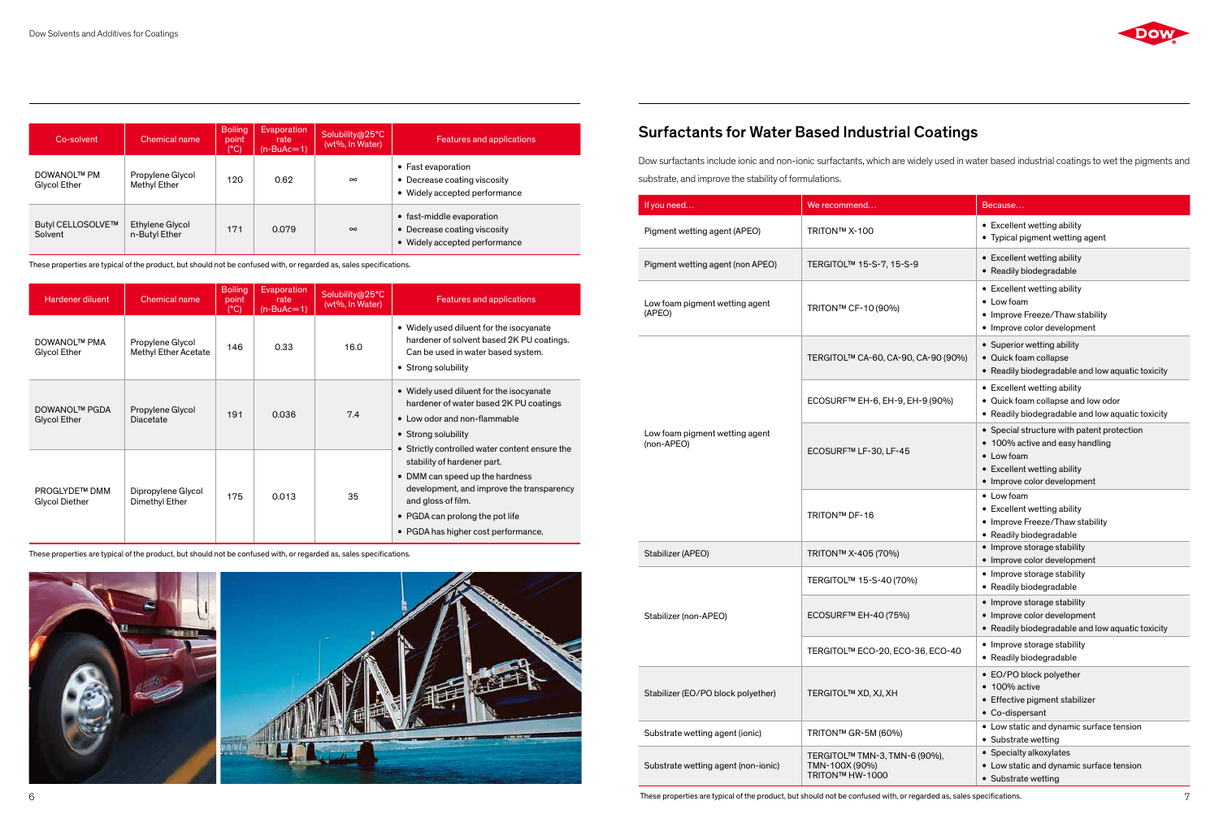| Co-solvent | Chemical name | Boiling point (°C) | Evaporation rate (n-BuAc=1) | Solubility@25°C (wt%, In Water) | Features and applications |
|---|---|---|---|---|---|
| DOWANOL™ PM Glycol Ether | Propylene Glycol Methyl Ether | 120 | 0.62 | ∞ | • Fast evaporation<br>• Decrease coating viscosity<br>• Widely accepted performance |
| Butyl CELLOSOLVE™ Solvent | Ethylene Glycol n-Butyl Ether | 171 | 0.079 | ∞ | • fast-middle evaporation<br>• Decrease coating viscosity<br>• Widely accepted performance |

These properties are typical of the product, but should not be confused with, or regarded as, sales specifications.

| Hardener diluent | Chemical name | Boiling point (°C) | Evaporation rate (n-BuAc=1) | Solubility@25°C (wt%, In Water) | Features and applications |
|---|---|---|---|---|---|
| DOWANOL™ PMA Glycol Ether | Propylene Glycol Methyl Ether Acetate | 146 | 0.33 | 16.0 | • Widely used diluent for the isocyanate hardener of solvent based 2K PU coatings. Can be used in water based system.<br>• Strong solubility |
| DOWANOL™ PGDA Glycol Ether | Propylene Glycol Diacetate | 191 | 0.036 | 7.4 | • Widely used diluent for the isocyanate hardener of water based 2K PU coatings<br>• Low odor and non-flammable<br>• Strong solubility<br>• Strictly controlled water content ensure the stability of hardener part.<br>• DMM can speed up the hardness development, and improve the transparency and gloss of film.<br>• PGDA can prolong the pot life<br>• PGDA has higher cost performance. |
| PROGLYDE™ DMM Glycol Diether | Dipropylene Glycol Dimethyl Ether | 175 | 0.013 | 35 | |

These properties are typical of the product, but should not be confused with, or regarded as, sales specifications.

## Surfactants for Water Based Industrial Coatings

Dow surfactants include ionic and non-ionic surfactants, which are widely used in water based industrial coatings to wet the pigments and substrate, and improve the stability of formulations.

| If you need… | We recommend… | Because… |
|---|---|---|
| Pigment wetting agent (APEO) | TRITON™ X-100 | • Excellent wetting ability<br>• Typical pigment wetting agent |
| Pigment wetting agent (non APEO) | TERGITOL™ 15-S-7, 15-S-9 | • Excellent wetting ability<br>• Readily biodegradable |
| Low foam pigment wetting agent (APEO) | TRITON™ CF-10 (90%) | • Excellent wetting ability<br>• Low foam<br>• Improve Freeze/Thaw stability<br>• Improve color development |
| Low foam pigment wetting agent (non-APEO) | TERGITOL™ CA-60, CA-90, CA-90 (90%) | • Superior wetting ability<br>• Quick foam collapse<br>• Readily biodegradable and low aquatic toxicity |
| | ECOSURF™ EH-6, EH-9, EH-9 (90%) | • Excellent wetting ability<br>• Quick foam collapse and low odor<br>• Readily biodegradable and low aquatic toxicity |
| | ECOSURF™ LF-30, LF-45 | • Special structure with patent protection<br>• 100% active and easy handling<br>• Low foam<br>• Excellent wetting ability<br>• Improve color development |
| | TRITON™ DF-16 | • Low foam<br>• Excellent wetting ability<br>• Improve Freeze/Thaw stability<br>• Readily biodegradable |
| Stabilizer (APEO) | TRITON™ X-405 (70%) | • Improve storage stability<br>• Improve color development |
| Stabilizer (non-APEO) | TERGITOL™ 15-S-40 (70%) | • Improve storage stability<br>• Readily biodegradable |
| | ECOSURF™ EH-40 (75%) | • Improve storage stability<br>• Improve color development<br>• Readily biodegradable and low aquatic toxicity |
| | TERGITOL™ ECO-20, ECO-36, ECO-40 | • Improve storage stability<br>• Readily biodegradable |
| Stabilizer (EO/PO block polyether) | TERGITOL™ XD, XJ, XH | • EO/PO block polyether<br>• 100% active<br>• Effective pigment stabilizer<br>• Co-dispersant |
| Substrate wetting agent (ionic) | TRITON™ GR-5M (60%) | • Low static and dynamic surface tension<br>• Substrate wetting |
| Substrate wetting agent (non-ionic) | TERGITOL™ TMN-3, TMN-6 (90%), TMN-100X (90%)<br>TRITON™ HW-1000 | • Specialty alkoxylates<br>• Low static and dynamic surface tension<br>• Substrate wetting |

These properties are typical of the product, but should not be confused with, or regarded as, sales specifications.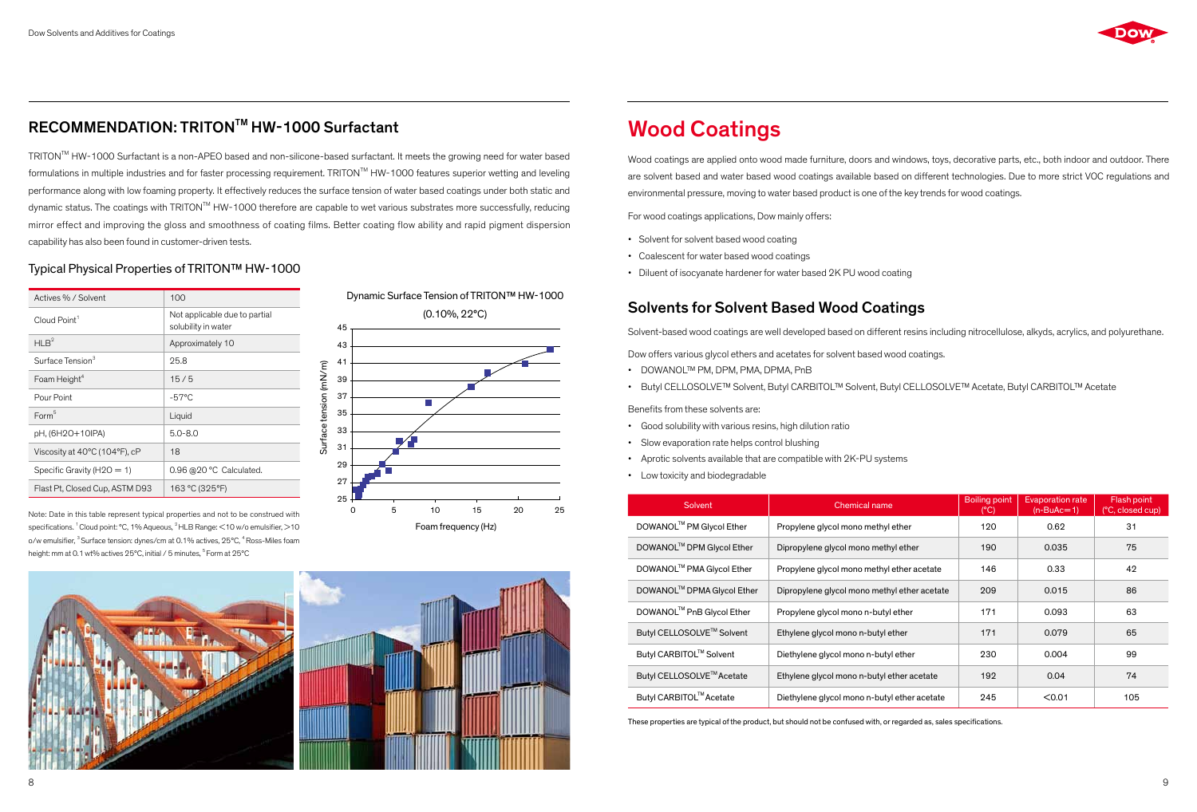## RECOMMENDATION: TRITON™ HW-1000 Surfactant

TRITON™ HW-1000 Surfactant is a non-APEO based and non-silicone-based surfactant. It meets the growing need for water based formulations in multiple industries and for faster processing requirement. TRITON™ HW-1000 features superior wetting and leveling performance along with low foaming property. It effectively reduces the surface tension of water based coatings under both static and dynamic status. The coatings with TRITON™ HW-1000 therefore are capable to wet various substrates more successfully, reducing mirror effect and improving the gloss and smoothness of coating films. Better coating flow ability and rapid pigment dispersion capability has also been found in customer-driven tests.

### Typical Physical Properties of TRITON™ HW-1000

| Property | Value |
|---|---|
| Actives % / Solvent | 100 |
| Cloud Point[1] | Not applicable due to partial solubility in water |
| HLB[2] | Approximately 10 |
| Surface Tension[3] | 25.8 |
| Foam Height[4] | 15 / 5 |
| Pour Point | -57°C |
| Form[5] | Liquid |
| pH, (6H2O+10IPA) | 5.0-8.0 |
| Viscosity at 40°C (104°F), cP | 18 |
| Specific Gravity (H2O = 1) | 0.96 @20 °C Calculated. |
| Flast Pt, Closed Cup, ASTM D93 | 163 °C (325°F) |

Note: Date in this table represent typical properties and not to be construed with specifications. [1] Cloud point: °C, 1% Aqueous, [2] HLB Range: <10 w/o emulsifier, >10 o/w emulsifier, [3] Surface tension: dynes/cm at 0.1% actives, 25°C, [4] Ross-Miles foam height: mm at 0.1 wt% actives 25°C, initial / 5 minutes, [5] Form at 25°C

Dynamic Surface Tension of TRITON™ HW-1000 (0.10%, 22°C)

# Wood Coatings

Wood coatings are applied onto wood made furniture, doors and windows, toys, decorative parts, etc., both indoor and outdoor. There are solvent based and water based wood coatings available based on different technologies. Due to more strict VOC regulations and environmental pressure, moving to water based product is one of the key trends for wood coatings.

For wood coatings applications, Dow mainly offers:

- Solvent for solvent based wood coating
- Coalescent for water based wood coatings
- Diluent of isocyanate hardener for water based 2K PU wood coating

## Solvents for Solvent Based Wood Coatings

Solvent-based wood coatings are well developed based on different resins including nitrocellulose, alkyds, acrylics, and polyurethane.

Dow offers various glycol ethers and acetates for solvent based wood coatings.

- DOWANOL™ PM, DPM, PMA, DPMA, PnB
- Butyl CELLOSOLVE™ Solvent, Butyl CARBITOL™ Solvent, Butyl CELLOSOLVE™ Acetate, Butyl CARBITOL™ Acetate

Benefits from these solvents are:

- Good solubility with various resins, high dilution ratio
- Slow evaporation rate helps control blushing
- Aprotic solvents available that are compatible with 2K-PU systems
- Low toxicity and biodegradable

| Solvent | Chemical name | Boiling point (°C) | Evaporation rate (n-BuAc=1) | Flash point (°C, closed cup) |
|---|---|---|---|---|
| DOWANOL™ PM Glycol Ether | Propylene glycol mono methyl ether | 120 | 0.62 | 31 |
| DOWANOL™ DPM Glycol Ether | Dipropylene glycol mono methyl ether | 190 | 0.035 | 75 |
| DOWANOL™ PMA Glycol Ether | Propylene glycol mono methyl ether acetate | 146 | 0.33 | 42 |
| DOWANOL™ DPMA Glycol Ether | Dipropylene glycol mono methyl ether acetate | 209 | 0.015 | 86 |
| DOWANOL™ PnB Glycol Ether | Propylene glycol mono n-butyl ether | 171 | 0.093 | 63 |
| Butyl CELLOSOLVE™ Solvent | Ethylene glycol mono n-butyl ether | 171 | 0.079 | 65 |
| Butyl CARBITOL™ Solvent | Diethylene glycol mono n-butyl ether | 230 | 0.004 | 99 |
| Butyl CELLOSOLVE™ Acetate | Ethylene glycol mono n-butyl ether acetate | 192 | 0.04 | 74 |
| Butyl CARBITOL™ Acetate | Diethylene glycol mono n-butyl ether acetate | 245 | <0.01 | 105 |

These properties are typical of the product, but should not be confused with, or regarded as, sales specifications.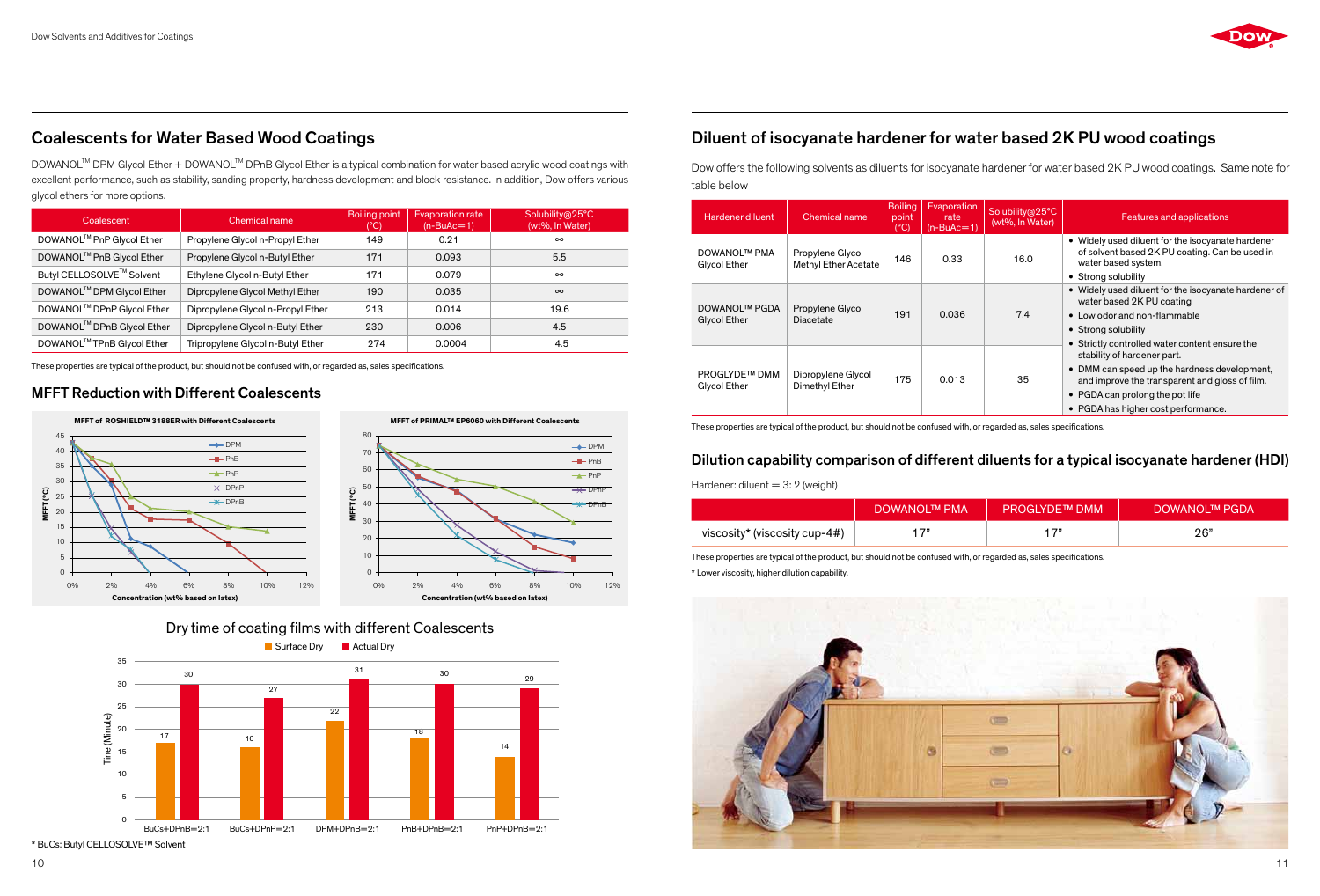## Coalescents for Water Based Wood Coatings

DOWANOL™ DPM Glycol Ether + DOWANOL™ DPnB Glycol Ether is a typical combination for water based acrylic wood coatings with excellent performance, such as stability, sanding property, hardness development and block resistance. In addition, Dow offers various glycol ethers for more options.

| Coalescent | Chemical name | Boiling point (°C) | Evaporation rate (n-BuAc=1) | Solubility@25°C (wt%, In Water) |
|---|---|---|---|---|
| DOWANOL™ PnP Glycol Ether | Propylene Glycol n-Propyl Ether | 149 | 0.21 | ∞ |
| DOWANOL™ PnB Glycol Ether | Propylene Glycol n-Butyl Ether | 171 | 0.093 | 5.5 |
| Butyl CELLOSOLVE™ Solvent | Ethylene Glycol n-Butyl Ether | 171 | 0.079 | ∞ |
| DOWANOL™ DPM Glycol Ether | Dipropylene Glycol Methyl Ether | 190 | 0.035 | ∞ |
| DOWANOL™ DPnP Glycol Ether | Dipropylene Glycol n-Propyl Ether | 213 | 0.014 | 19.6 |
| DOWANOL™ DPnB Glycol Ether | Dipropylene Glycol n-Butyl Ether | 230 | 0.006 | 4.5 |
| DOWANOL™ TPnB Glycol Ether | Tripropylene Glycol n-Butyl Ether | 274 | 0.0004 | 4.5 |

These properties are typical of the product, but should not be confused with, or regarded as, sales specifications.

### MFFT Reduction with Different Coalescents

**MFFT of ROSHIELD™ 3188ER with Different Coalescents**

**MFFT of PRIMAL™ EP6060 with Different Coalescents**

Dry time of coating films with different Coalescents

| | BuCs+DPnB=2:1 | BuCs+DPnP=2:1 | DPM+DPnB=2:1 | PnB+DPnB=2:1 | PnP+DPnB=2:1 |
|---|---|---|---|---|---|
| Surface Dry | 17 | 16 | 22 | 18 | 14 |
| Actual Dry | 30 | 27 | 31 | 30 | 29 |

* BuCs: Butyl CELLOSOLVE™ Solvent

## Diluent of isocyanate hardener for water based 2K PU wood coatings

Dow offers the following solvents as diluents for isocyanate hardener for water based 2K PU wood coatings. Same note for table below

| Hardener diluent | Chemical name | Boiling point (°C) | Evaporation rate (n-BuAc=1) | Solubility@25°C (wt%, In Water) | Features and applications |
|---|---|---|---|---|---|
| DOWANOL™ PMA Glycol Ether | Propylene Glycol Methyl Ether Acetate | 146 | 0.33 | 16.0 | • Widely used diluent for the isocyanate hardener of solvent based 2K PU coating. Can be used in water based system. • Strong solubility |
| DOWANOL™ PGDA Glycol Ether | Propylene Glycol Diacetate | 191 | 0.036 | 7.4 | • Widely used diluent for the isocyanate hardener of water based 2K PU coating • Low odor and non-flammable • Strong solubility • Strictly controlled water content ensure the stability of hardener part. |
| PROGLYDE™ DMM Glycol Ether | Dipropylene Glycol Dimethyl Ether | 175 | 0.013 | 35 | • DMM can speed up the hardness development, and improve the transparent and gloss of film. • PGDA can prolong the pot life • PGDA has higher cost performance. |

These properties are typical of the product, but should not be confused with, or regarded as, sales specifications.

### Dilution capability comparison of different diluents for a typical isocyanate hardener (HDI)

Hardener: diluent = 3: 2 (weight)

| | DOWANOL™ PMA | PROGLYDE™ DMM | DOWANOL™ PGDA |
|---|---|---|---|
| viscosity* (viscosity cup-4#) | 17" | 17" | 26" |

These properties are typical of the product, but should not be confused with, or regarded as, sales specifications.

* Lower viscosity, higher dilution capability.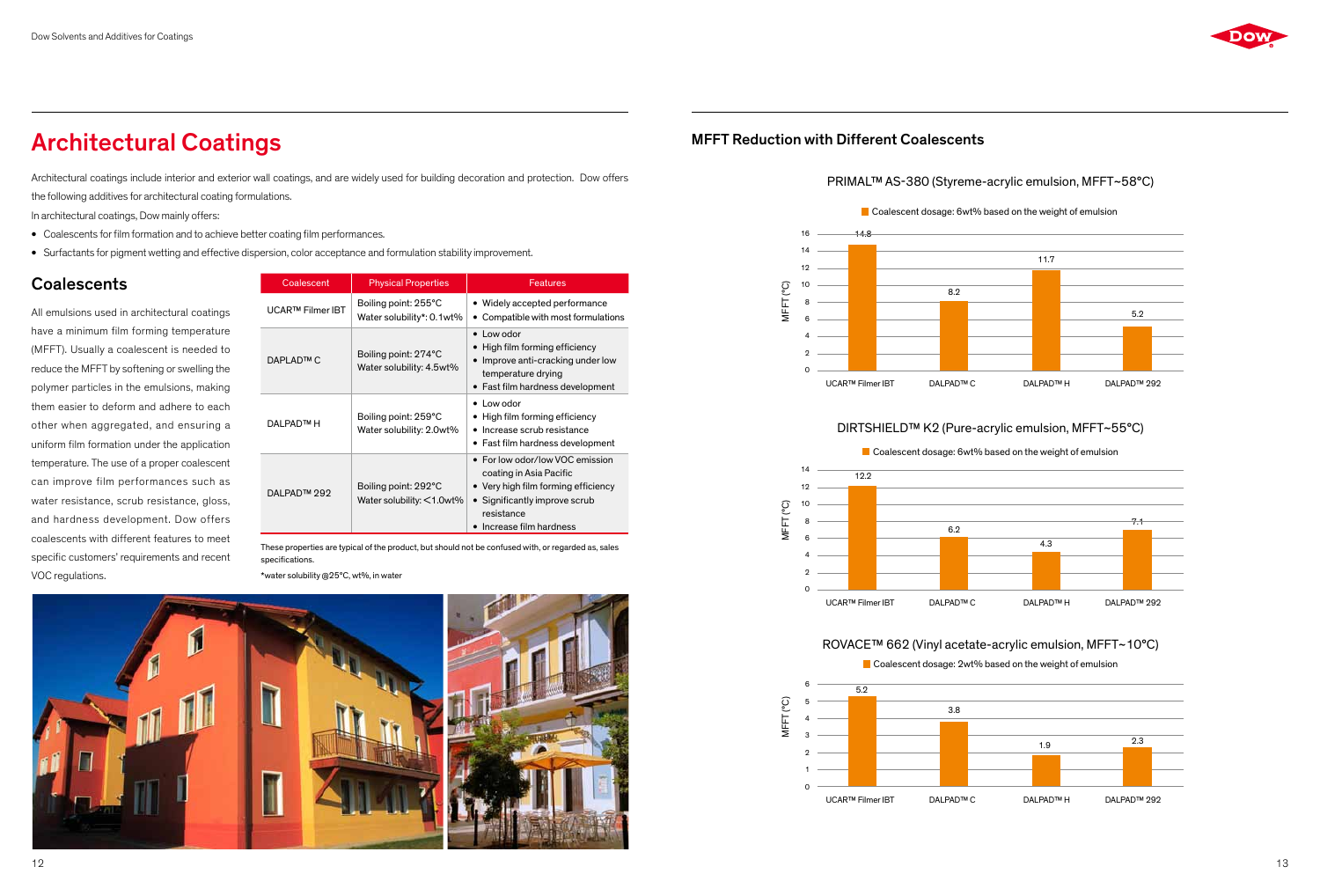# Architectural Coatings

Architectural coatings include interior and exterior wall coatings, and are widely used for building decoration and protection. Dow offers the following additives for architectural coating formulations.

In architectural coatings, Dow mainly offers:

- Coalescents for film formation and to achieve better coating film performances.
- Surfactants for pigment wetting and effective dispersion, color acceptance and formulation stability improvement.

## Coalescents

All emulsions used in architectural coatings have a minimum film forming temperature (MFFT). Usually a coalescent is needed to reduce the MFFT by softening or swelling the polymer particles in the emulsions, making them easier to deform and adhere to each other when aggregated, and ensuring a uniform film formation under the application temperature. The use of a proper coalescent can improve film performances such as water resistance, scrub resistance, gloss, and hardness development. Dow offers coalescents with different features to meet specific customers' requirements and recent VOC regulations.

| Coalescent | Physical Properties | Features |
|---|---|---|
| UCAR™ Filmer IBT | Boiling point: 255°C<br>Water solubility*: 0.1wt% | • Widely accepted performance<br>• Compatible with most formulations |
| DAPLAD™ C | Boiling point: 274°C<br>Water solubility: 4.5wt% | • Low odor<br>• High film forming efficiency<br>• Improve anti-cracking under low temperature drying<br>• Fast film hardness development |
| DALPAD™ H | Boiling point: 259°C<br>Water solubility: 2.0wt% | • Low odor<br>• High film forming efficiency<br>• Increase scrub resistance<br>• Fast film hardness development |
| DALPAD™ 292 | Boiling point: 292°C<br>Water solubility: <1.0wt% | • For low odor/low VOC emission coating in Asia Pacific<br>• Very high film forming efficiency<br>• Significantly improve scrub resistance<br>• Increase film hardness |

These properties are typical of the product, but should not be confused with, or regarded as, sales specifications.

*water solubility @25°C, wt%, in water

## MFFT Reduction with Different Coalescents

### PRIMAL™ AS-380 (Styreme-acrylic emulsion, MFFT~58°C)

Coalescent dosage: 6wt% based on the weight of emulsion

| Coalescent | MFFT (°C) |
|---|---|
| UCAR™ Filmer IBT | 14.8 |
| DALPAD™ C | 8.2 |
| DALPAD™ H | 11.7 |
| DALPAD™ 292 | 5.2 |

### DIRTSHIELD™ K2 (Pure-acrylic emulsion, MFFT~55°C)

Coalescent dosage: 6wt% based on the weight of emulsion

| Coalescent | MFFT (°C) |
|---|---|
| UCAR™ Filmer IBT | 12.2 |
| DALPAD™ C | 6.2 |
| DALPAD™ H | 4.3 |
| DALPAD™ 292 | 7.1 |

### ROVACE™ 662 (Vinyl acetate-acrylic emulsion, MFFT~10°C)

Coalescent dosage: 2wt% based on the weight of emulsion

| Coalescent | MFFT (°C) |
|---|---|
| UCAR™ Filmer IBT | 5.2 |
| DALPAD™ C | 3.8 |
| DALPAD™ H | 1.9 |
| DALPAD™ 292 | 2.3 |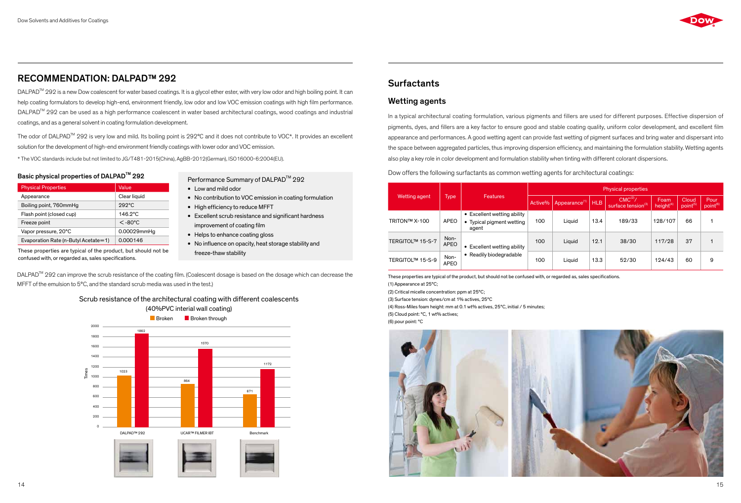## RECOMMENDATION: DALPAD™ 292

DALPAD™ 292 is a new Dow coalescent for water based coatings. It is a glycol ether ester, with very low odor and high boiling point. It can help coating formulators to develop high-end, environment friendly, low odor and low VOC emission coatings with high film performance. DALPAD™ 292 can be used as a high performance coalescent in water based architectural coatings, wood coatings and industrial coatings, and as a general solvent in coating formulation development.

The odor of DALPAD™ 292 is very low and mild. Its boiling point is 292°C and it does not contribute to VOC*. It provides an excellent solution for the development of high-end environment friendly coatings with lower odor and VOC emission.

* The VOC standards include but not limited to JG/T481-2015(China), AgBB-2012(German), ISO16000-6:2004(EU).

### Basic physical properties of DALPAD™ 292

| Physical Properties | Value |
|---|---|
| Appearance | Clear liquid |
| Boiling point, 760mmHg | 292°C |
| Flash point (closed cup) | 146.2°C |
| Freeze point | <-80°C |
| Vapor pressure, 20°C | 0.00029mmHg |
| Evaporation Rate (n-Butyl Acetate=1) | 0.000146 |

These properties are typical of the product, but should not be confused with, or regarded as, sales specifications.

Performance Summary of DALPAD™ 292

- Low and mild odor
- No contribution to VOC emission in coating formulation
- High efficiency to reduce MFFT
- Excellent scrub resistance and significant hardness improvement of coating film
- Helps to enhance coating gloss
- No influence on opacity, heat storage stability and freeze-thaw stability

DALPAD™ 292 can improve the scrub resistance of the coating film. (Coalescent dosage is based on the dosage which can decrease the MFFT of the emulsion to 5°C, and the standard scrub media was used in the test.)

Scrub resistance of the architectural coating with different coalescents (40%PVC interial wall coating)

| Times | Broken | Broken through |
|---|---|---|
| DALPAD™ 292 | 1023 | 1862 |
| UCAR™ FILMER IBT | 864 | 1570 |
| Benchmark | 671 | 1172 |

## Surfactants

### Wetting agents

In a typical architectural coating formulation, various pigments and fillers are used for different purposes. Effective dispersion of pigments, dyes, and fillers are a key factor to ensure good and stable coating quality, uniform color development, and excellent film appearance and performances. A good wetting agent can provide fast wetting of pigment surfaces and bring water and dispersant into the space between aggregated particles, thus improving dispersion efficiency, and maintaining the formulation stability. Wetting agents also play a key role in color development and formulation stability when tinting with different colorant dispersions.

Dow offers the following surfactants as common wetting agents for architectural coatings:

| Wetting agent | Type | Features | Physical properties | | | | | | | |
|---|---|---|---|---|---|---|---|---|---|---|
| | | | Active% | Appearance(1) | HLB | CMC(2)/ surface tension(3) | Foam height(4) | Cloud point(5) | Pour point(6) |
| TRITON™ X-100 | APEO | • Excellent wetting ability • Typical pigment wetting agent | 100 | Liquid | 13.4 | 189/33 | 128/107 | 66 | 1 |
| TERGITOL™ 15-S-7 | Non-APEO | • Excellent wetting ability • Readily biodegradable | 100 | Liquid | 12.1 | 38/30 | 117/28 | 37 | 1 |
| TERGITOL™ 15-S-9 | Non-APEO | | 100 | Liquid | 13.3 | 52/30 | 124/43 | 60 | 9 |

These properties are typical of the product, but should not be confused with, or regarded as, sales specifications.

(1) Appearance at 25°C;

(2) Critical micelle concentration: ppm at 25°C;

(3) Surface tension: dynes/cm at 1% actives, 25°C

(4) Ross-Miles foam height: mm at 0.1 wt% actives, 25°C, initial / 5 minutes;

(5) Cloud point: °C, 1 wt% actives;

(6) pour point: °C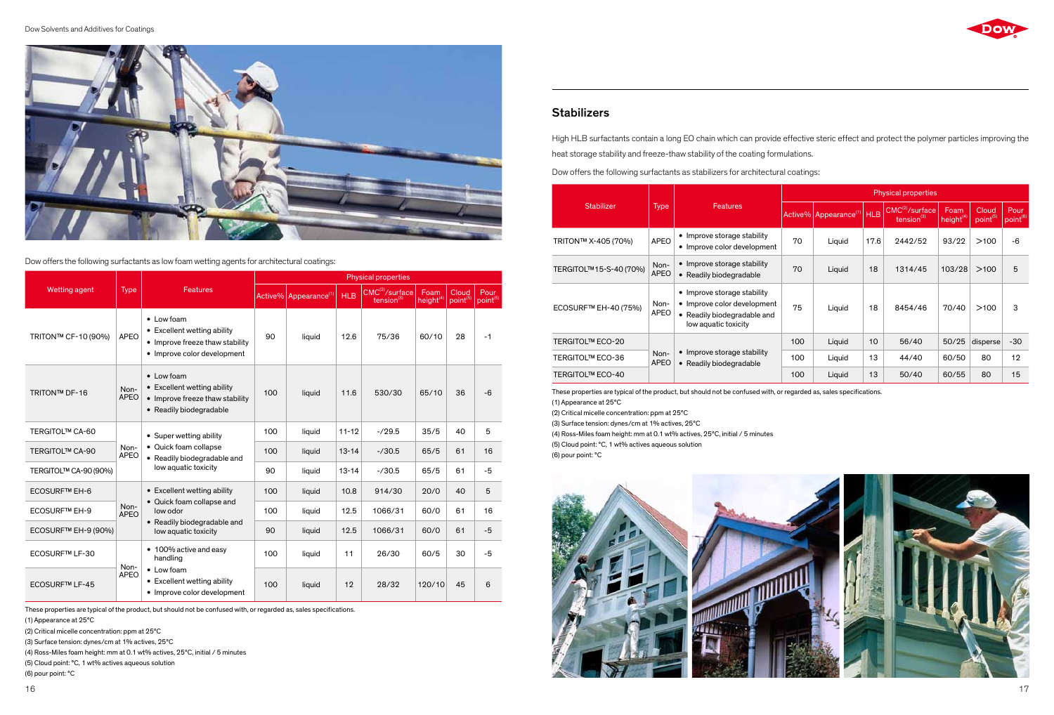Dow offers the following surfactants as low foam wetting agents for architectural coatings:

| Wetting agent | Type | Features | Physical properties | | | | | | |
|---|---|---|---|---|---|---|---|---|---|
| | | | Active% | Appearance[1] | HLB | CMC[2]/surface tension[3] | Foam height[4] | Cloud point[5] | Pour point[6] |
| TRITON™ CF-10 (90%) | APEO | • Low foam • Excellent wetting ability • Improve freeze thaw stability • Improve color development | 90 | liquid | 12.6 | 75/36 | 60/10 | 28 | -1 |
| TRITON™ DF-16 | Non-APEO | • Low foam • Excellent wetting ability • Improve freeze thaw stability • Readily biodegradable | 100 | liquid | 11.6 | 530/30 | 65/10 | 36 | -6 |
| TERGITOL™ CA-60 | Non-APEO | • Super wetting ability • Quick foam collapse • Readily biodegradable and low aquatic toxicity | 100 | liquid | 11-12 | -/29.5 | 35/5 | 40 | 5 |
| TERGITOL™ CA-90 | Non-APEO | • Super wetting ability • Quick foam collapse • Readily biodegradable and low aquatic toxicity | 100 | liquid | 13-14 | -/30.5 | 65/5 | 61 | 16 |
| TERGITOL™ CA-90 (90%) | Non-APEO | • Super wetting ability • Quick foam collapse • Readily biodegradable and low aquatic toxicity | 90 | liquid | 13-14 | -/30.5 | 65/5 | 61 | -5 |
| ECOSURF™ EH-6 | Non-APEO | • Excellent wetting ability • Quick foam collapse and low odor • Readily biodegradable and low aquatic toxicity | 100 | liquid | 10.8 | 914/30 | 20/0 | 40 | 5 |
| ECOSURF™ EH-9 | Non-APEO | • Excellent wetting ability • Quick foam collapse and low odor • Readily biodegradable and low aquatic toxicity | 100 | liquid | 12.5 | 1066/31 | 60/0 | 61 | 16 |
| ECOSURF™ EH-9 (90%) | Non-APEO | • Excellent wetting ability • Quick foam collapse and low odor • Readily biodegradable and low aquatic toxicity | 90 | liquid | 12.5 | 1066/31 | 60/0 | 61 | -5 |
| ECOSURF™ LF-30 | Non-APEO | • 100% active and easy handling • Low foam • Excellent wetting ability • Improve color development | 100 | liquid | 11 | 26/30 | 60/5 | 30 | -5 |
| ECOSURF™ LF-45 | Non-APEO | • 100% active and easy handling • Low foam • Excellent wetting ability • Improve color development | 100 | liquid | 12 | 28/32 | 120/10 | 45 | 6 |

These properties are typical of the product, but should not be confused with, or regarded as, sales specifications.

(1) Appearance at 25°C

(2) Critical micelle concentration: ppm at 25°C

(3) Surface tension: dynes/cm at 1% actives, 25°C

(4) Ross-Miles foam height: mm at 0.1 wt% actives, 25°C, initial / 5 minutes

(5) Cloud point: °C, 1 wt% actives aqueous solution

(6) pour point: °C

## Stabilizers

High HLB surfactants contain a long EO chain which can provide effective steric effect and protect the polymer particles improving the heat storage stability and freeze-thaw stability of the coating formulations.

Dow offers the following surfactants as stabilizers for architectural coatings:

| Stabilizer | Type | Features | Physical properties | | | | | | |
|---|---|---|---|---|---|---|---|---|---|
| | | | Active% | Appearance[1] | HLB | CMC[2]/surface tension[3] | Foam height[4] | Cloud point[5] | Pour point[6] |
| TRITON™ X-405 (70%) | APEO | • Improve storage stability • Improve color development | 70 | Liquid | 17.6 | 2442/52 | 93/22 | >100 | -6 |
| TERGITOL™ 15-S-40 (70%) | Non-APEO | • Improve storage stability • Readily biodegradable | 70 | Liquid | 18 | 1314/45 | 103/28 | >100 | 5 |
| ECOSURF™ EH-40 (75%) | Non-APEO | • Improve storage stability • Improve color development • Readily biodegradable and low aquatic toxicity | 75 | Liquid | 18 | 8454/46 | 70/40 | >100 | 3 |
| TERGITOL™ ECO-20 | Non-APEO | • Improve storage stability • Readily biodegradable | 100 | Liquid | 10 | 56/40 | 50/25 | disperse | -30 |
| TERGITOL™ ECO-36 | Non-APEO | • Improve storage stability • Readily biodegradable | 100 | Liquid | 13 | 44/40 | 60/50 | 80 | 12 |
| TERGITOL™ ECO-40 | Non-APEO | • Improve storage stability • Readily biodegradable | 100 | Liquid | 13 | 50/40 | 60/55 | 80 | 15 |

These properties are typical of the product, but should not be confused with, or regarded as, sales specifications.

(1) Appearance at 25°C

(2) Critical micelle concentration: ppm at 25°C

(3) Surface tension: dynes/cm at 1% actives, 25°C

(4) Ross-Miles foam height: mm at 0.1 wt% actives, 25°C, initial / 5 minutes

(5) Cloud point: °C, 1 wt% actives aqueous solution

(6) pour point: °C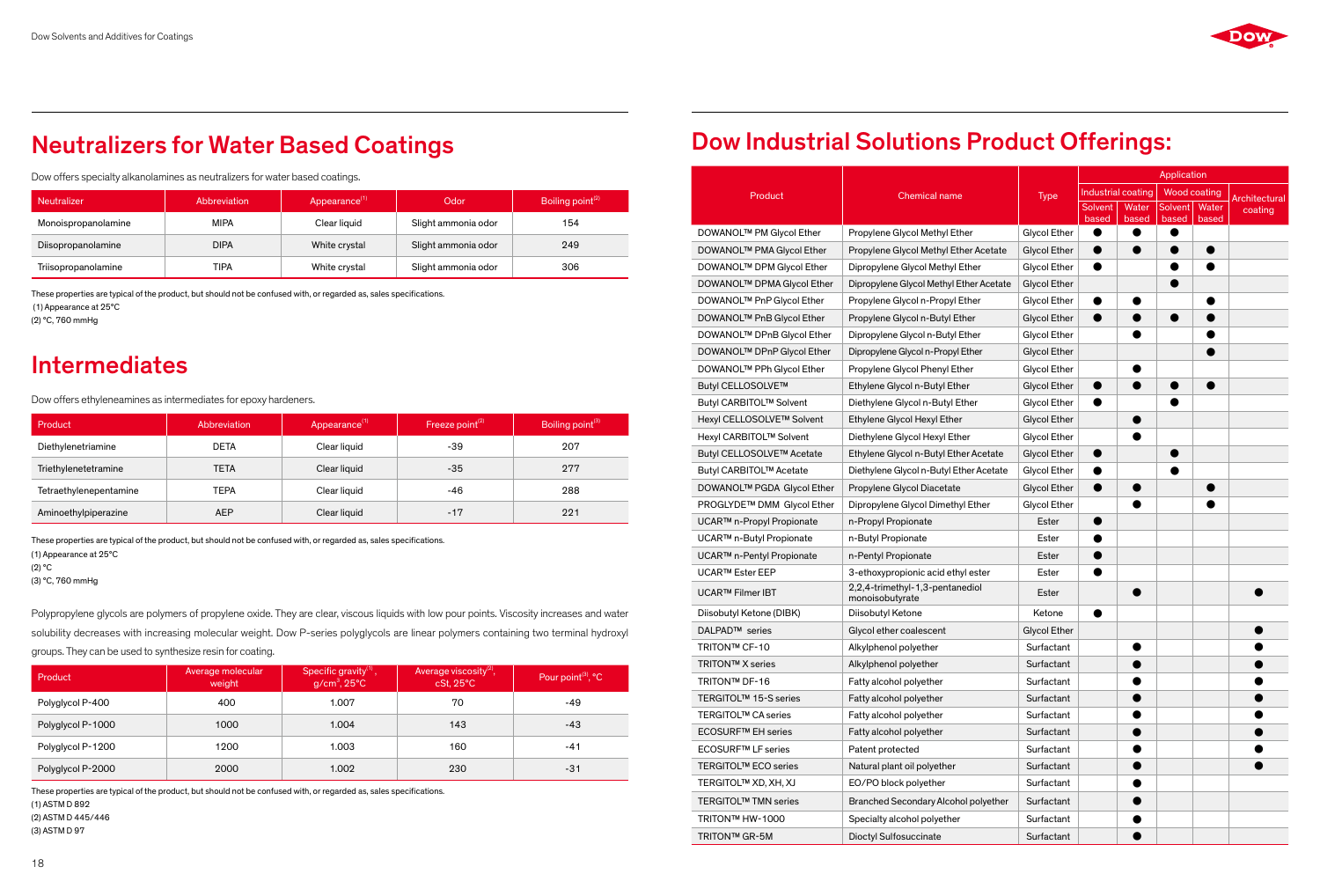## Neutralizers for Water Based Coatings

Dow offers specialty alkanolamines as neutralizers for water based coatings.

| Neutralizer | Abbreviation | Appearance[1] | Odor | Boiling point[2] |
|---|---|---|---|---|
| Monoisopropanolamine | MIPA | Clear liquid | Slight ammonia odor | 154 |
| Diisopropanolamine | DIPA | White crystal | Slight ammonia odor | 249 |
| Triisopropanolamine | TIPA | White crystal | Slight ammonia odor | 306 |

These properties are typical of the product, but should not be confused with, or regarded as, sales specifications.

(1) Appearance at 25°C

(2) °C, 760 mmHg

## Intermediates

Dow offers ethyleneamines as intermediates for epoxy hardeners.

| Product | Abbreviation | Appearance[1] | Freeze point[2] | Boiling point[3] |
|---|---|---|---|---|
| Diethylenetriamine | DETA | Clear liquid | -39 | 207 |
| Triethylenetetramine | TETA | Clear liquid | -35 | 277 |
| Tetraethylenepentamine | TEPA | Clear liquid | -46 | 288 |
| Aminoethylpiperazine | AEP | Clear liquid | -17 | 221 |

These properties are typical of the product, but should not be confused with, or regarded as, sales specifications.

(1) Appearance at 25°C

(2) °C

(3) °C, 760 mmHg

Polypropylene glycols are polymers of propylene oxide. They are clear, viscous liquids with low pour points. Viscosity increases and water solubility decreases with increasing molecular weight. Dow P-series polyglycols are linear polymers containing two terminal hydroxyl groups. They can be used to synthesize resin for coating.

| Product | Average molecular weight | Specific gravity[1], g/cm$^3$, 25°C | Average viscosity[2], cSt, 25°C | Pour point[3], °C |
|---|---|---|---|---|
| Polyglycol P-400 | 400 | 1.007 | 70 | -49 |
| Polyglycol P-1000 | 1000 | 1.004 | 143 | -43 |
| Polyglycol P-1200 | 1200 | 1.003 | 160 | -41 |
| Polyglycol P-2000 | 2000 | 1.002 | 230 | -31 |

These properties are typical of the product, but should not be confused with, or regarded as, sales specifications.

(1) ASTM D 892

(2) ASTM D 445/446

(3) ASTM D 97

## Dow Industrial Solutions Product Offerings:

| Product | Chemical name | Type | Application | | | | |
|---|---|---|---|---|---|---|---|
| | | | Industrial coating | | Wood coating | | Architectural coating |
| | | | Solvent based | Water based | Solvent based | Water based | |
| DOWANOL™ PM Glycol Ether | Propylene Glycol Methyl Ether | Glycol Ether | ● | ● | ● | | |
| DOWANOL™ PMA Glycol Ether | Propylene Glycol Methyl Ether Acetate | Glycol Ether | ● | ● | ● | ● | |
| DOWANOL™ DPM Glycol Ether | Dipropylene Glycol Methyl Ether | Glycol Ether | ● | | ● | ● | |
| DOWANOL™ DPMA Glycol Ether | Dipropylene Glycol Methyl Ether Acetate | Glycol Ether | | | ● | | |
| DOWANOL™ PnP Glycol Ether | Propylene Glycol n-Propyl Ether | Glycol Ether | ● | ● | | ● | |
| DOWANOL™ PnB Glycol Ether | Propylene Glycol n-Butyl Ether | Glycol Ether | ● | ● | ● | ● | |
| DOWANOL™ DPnB Glycol Ether | Dipropylene Glycol n-Butyl Ether | Glycol Ether | | ● | | ● | |
| DOWANOL™ DPnP Glycol Ether | Dipropylene Glycol n-Propyl Ether | Glycol Ether | | | | ● | |
| DOWANOL™ PPh Glycol Ether | Propylene Glycol Phenyl Ether | Glycol Ether | | ● | | | |
| Butyl CELLOSOLVE™ | Ethylene Glycol n-Butyl Ether | Glycol Ether | ● | ● | ● | ● | |
| Butyl CARBITOL™ Solvent | Diethylene Glycol n-Butyl Ether | Glycol Ether | ● | | ● | | |
| Hexyl CELLOSOLVE™ Solvent | Ethylene Glycol Hexyl Ether | Glycol Ether | | ● | | | |
| Hexyl CARBITOL™ Solvent | Diethylene Glycol Hexyl Ether | Glycol Ether | | ● | | | |
| Butyl CELLOSOLVE™ Acetate | Ethylene Glycol n-Butyl Ether Acetate | Glycol Ether | ● | | ● | | |
| Butyl CARBITOL™ Acetate | Diethylene Glycol n-Butyl Ether Acetate | Glycol Ether | ● | | ● | | |
| DOWANOL™ PGDA Glycol Ether | Propylene Glycol Diacetate | Glycol Ether | ● | ● | | ● | |
| PROGLYDE™ DMM Glycol Ether | Dipropylene Glycol Dimethyl Ether | Glycol Ether | | ● | | ● | |
| UCAR™ n-Propyl Propionate | n-Propyl Propionate | Ester | ● | | | | |
| UCAR™ n-Butyl Propionate | n-Butyl Propionate | Ester | ● | | | | |
| UCAR™ n-Pentyl Propionate | n-Pentyl Propionate | Ester | ● | | | | |
| UCAR™ Ester EEP | 3-ethoxypropionic acid ethyl ester | Ester | ● | | | | |
| UCAR™ Filmer IBT | 2,2,4-trimethyl-1,3-pentanediol monoisobutyrate | Ester | | ● | | | ● |
| Diisobutyl Ketone (DIBK) | Diisobutyl Ketone | Ketone | ● | | | | |
| DALPAD™ series | Glycol ether coalescent | Glycol Ether | | | | | ● |
| TRITON™ CF-10 | Alkylphenol polyether | Surfactant | | ● | | | ● |
| TRITON™ X series | Alkylphenol polyether | Surfactant | | ● | | | ● |
| TRITON™ DF-16 | Fatty alcohol polyether | Surfactant | | ● | | | ● |
| TERGITOL™ 15-S series | Fatty alcohol polyether | Surfactant | | ● | | | ● |
| TERGITOL™ CA series | Fatty alcohol polyether | Surfactant | | ● | | | ● |
| ECOSURF™ EH series | Fatty alcohol polyether | Surfactant | | ● | | | ● |
| ECOSURF™ LF series | Patent protected | Surfactant | | ● | | | ● |
| TERGITOL™ ECO series | Natural plant oil polyether | Surfactant | | ● | | | ● |
| TERGITOL™ XD, XH, XJ | EO/PO block polyether | Surfactant | | ● | | | |
| TERGITOL™ TMN series | Branched Secondary Alcohol polyether | Surfactant | | ● | | | |
| TRITON™ HW-1000 | Specialty alcohol polyether | Surfactant | | ● | | | |
| TRITON™ GR-5M | Dioctyl Sulfosuccinate | Surfactant | | ● | | | |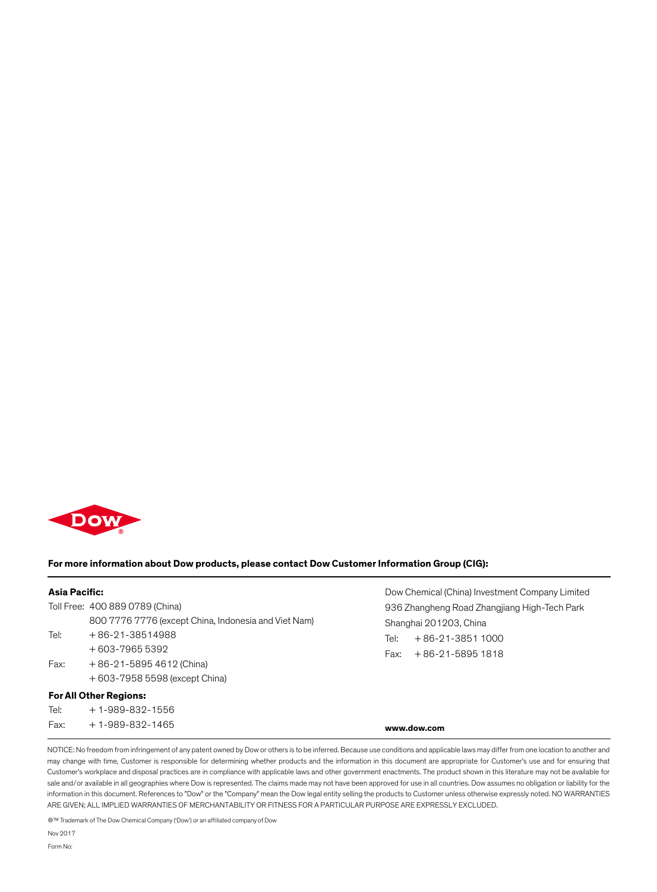**For more information about Dow products, please contact Dow Customer Information Group (CIG):**

**Asia Pacific:**

Toll Free: 400 889 0789 (China)
800 7776 7776 (except China, Indonesia and Viet Nam)

Tel: +86-21-38514988
+603-7965 5392

Fax: +86-21-5895 4612 (China)
+603-7958 5598 (except China)

**For All Other Regions:**

Tel: +1-989-832-1556

Fax: +1-989-832-1465

Dow Chemical (China) Investment Company Limited
936 Zhangheng Road Zhangjiang High-Tech Park
Shanghai 201203, China

Tel: +86-21-3851 1000

Fax: +86-21-5895 1818

**www.dow.com**

NOTICE: No freedom from infringement of any patent owned by Dow or others is to be inferred. Because use conditions and applicable laws may differ from one location to another and may change with time, Customer is responsible for determining whether products and the information in this document are appropriate for Customer's use and for ensuring that Customer's workplace and disposal practices are in compliance with applicable laws and other government enactments. The product shown in this literature may not be available for sale and/or available in all geographies where Dow is represented. The claims made may not have been approved for use in all countries. Dow assumes no obligation or liability for the information in this document. References to "Dow" or the "Company" mean the Dow legal entity selling the products to Customer unless otherwise expressly noted. NO WARRANTIES ARE GIVEN; ALL IMPLIED WARRANTIES OF MERCHANTABILITY OR FITNESS FOR A PARTICULAR PURPOSE ARE EXPRESSLY EXCLUDED.

®™ Trademark of The Dow Chemical Company ('Dow') or an affiliated company of Dow

Nov 2017

Form No: